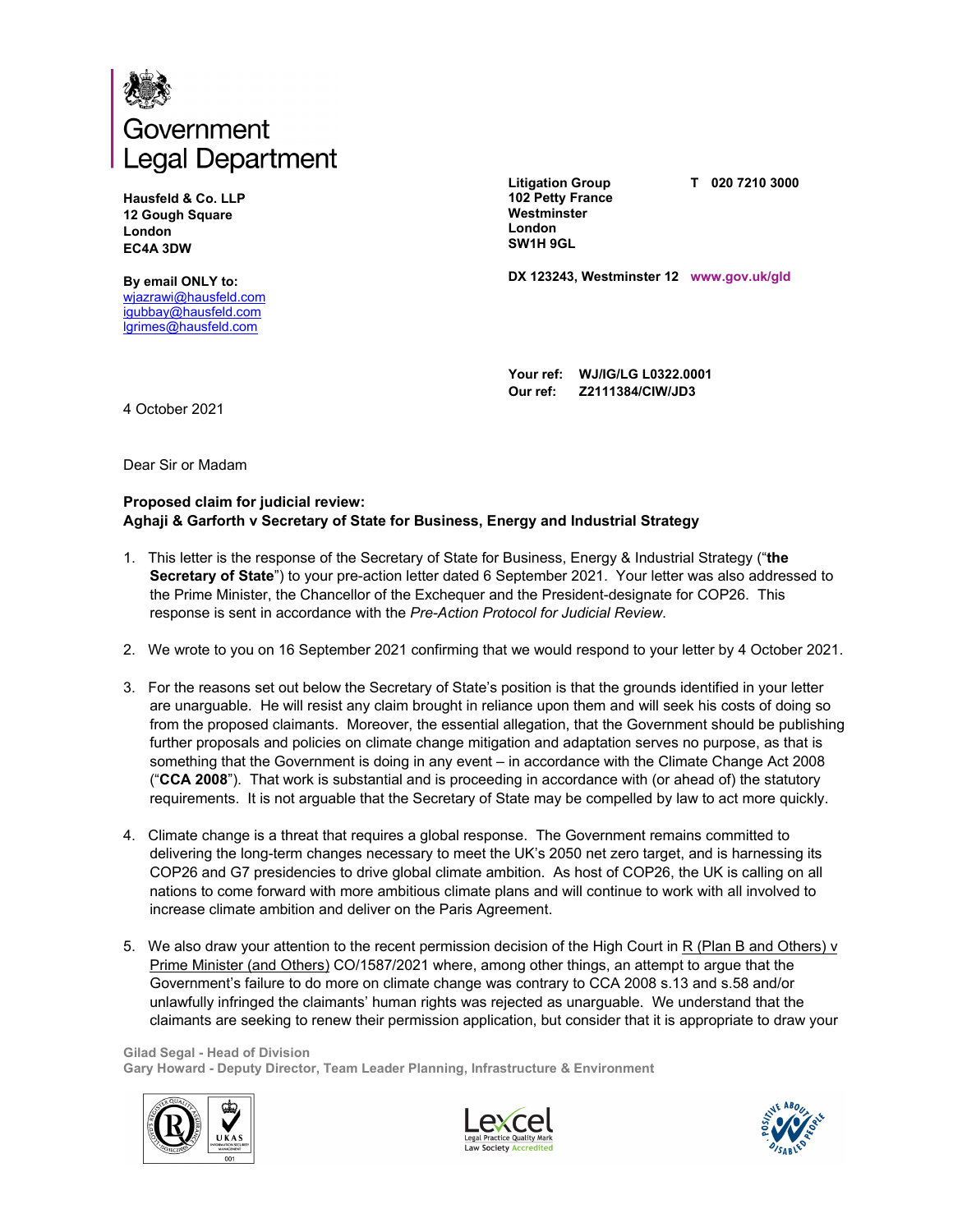Government Legal Department

**Hausfeld & Co. LLP**
**12 Gough Square**
**London**
**EC4A 3DW**

**By email ONLY to:**
wjazrawi@hausfeld.com
igubbay@hausfeld.com
lgrimes@hausfeld.com

**Litigation Group**
**102 Petty France**
**Westminster**
**London**
**SW1H 9GL**

**T 020 7210 3000**

**DX 123243, Westminster 12** **www.gov.uk/gld**

**Your ref: WJ/IG/LG L0322.0001**
**Our ref: Z2111384/CIW/JD3**

4 October 2021

Dear Sir or Madam

**Proposed claim for judicial review:**
**Aghaji & Garforth v Secretary of State for Business, Energy and Industrial Strategy**

1. This letter is the response of the Secretary of State for Business, Energy & Industrial Strategy ("**the Secretary of State**") to your pre-action letter dated 6 September 2021. Your letter was also addressed to the Prime Minister, the Chancellor of the Exchequer and the President-designate for COP26. This response is sent in accordance with the *Pre-Action Protocol for Judicial Review*.

2. We wrote to you on 16 September 2021 confirming that we would respond to your letter by 4 October 2021.

3. For the reasons set out below the Secretary of State's position is that the grounds identified in your letter are unarguable. He will resist any claim brought in reliance upon them and will seek his costs of doing so from the proposed claimants. Moreover, the essential allegation, that the Government should be publishing further proposals and policies on climate change mitigation and adaptation serves no purpose, as that is something that the Government is doing in any event – in accordance with the Climate Change Act 2008 ("**CCA 2008**"). That work is substantial and is proceeding in accordance with (or ahead of) the statutory requirements. It is not arguable that the Secretary of State may be compelled by law to act more quickly.

4. Climate change is a threat that requires a global response. The Government remains committed to delivering the long-term changes necessary to meet the UK's 2050 net zero target, and is harnessing its COP26 and G7 presidencies to drive global climate ambition. As host of COP26, the UK is calling on all nations to come forward with more ambitious climate plans and will continue to work with all involved to increase climate ambition and deliver on the Paris Agreement.

5. We also draw your attention to the recent permission decision of the High Court in R (Plan B and Others) v Prime Minister (and Others) CO/1587/2021 where, among other things, an attempt to argue that the Government's failure to do more on climate change was contrary to CCA 2008 s.13 and s.58 and/or unlawfully infringed the claimants' human rights was rejected as unarguable. We understand that the claimants are seeking to renew their permission application, but consider that it is appropriate to draw your

Gilad Segal - Head of Division
Gary Howard - Deputy Director, Team Leader Planning, Infrastructure & Environment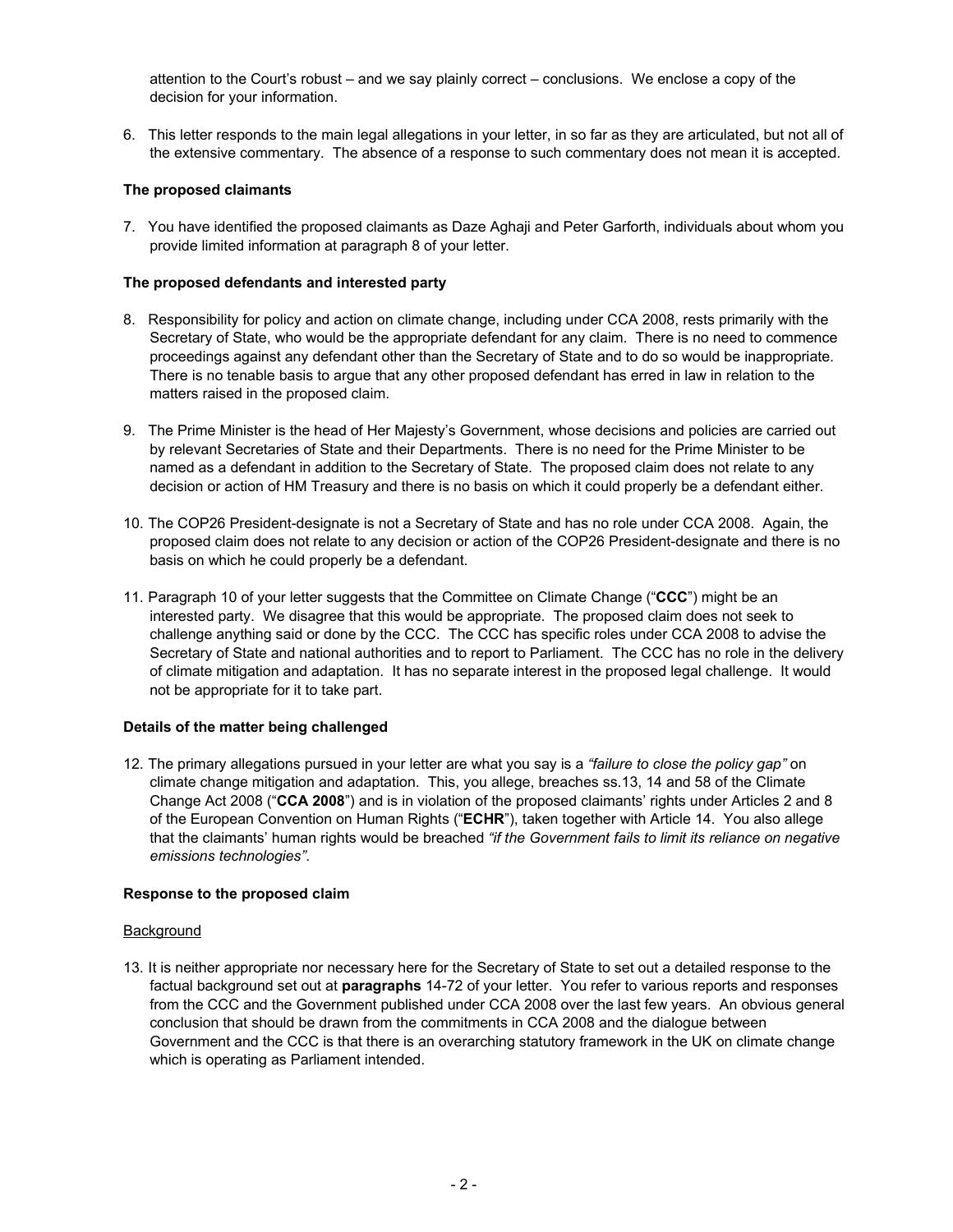attention to the Court's robust – and we say plainly correct – conclusions. We enclose a copy of the decision for your information.

6. This letter responds to the main legal allegations in your letter, in so far as they are articulated, but not all of the extensive commentary. The absence of a response to such commentary does not mean it is accepted.

**The proposed claimants**

7. You have identified the proposed claimants as Daze Aghaji and Peter Garforth, individuals about whom you provide limited information at paragraph 8 of your letter.

**The proposed defendants and interested party**

8. Responsibility for policy and action on climate change, including under CCA 2008, rests primarily with the Secretary of State, who would be the appropriate defendant for any claim. There is no need to commence proceedings against any defendant other than the Secretary of State and to do so would be inappropriate. There is no tenable basis to argue that any other proposed defendant has erred in law in relation to the matters raised in the proposed claim.

9. The Prime Minister is the head of Her Majesty's Government, whose decisions and policies are carried out by relevant Secretaries of State and their Departments. There is no need for the Prime Minister to be named as a defendant in addition to the Secretary of State. The proposed claim does not relate to any decision or action of HM Treasury and there is no basis on which it could properly be a defendant either.

10. The COP26 President-designate is not a Secretary of State and has no role under CCA 2008. Again, the proposed claim does not relate to any decision or action of the COP26 President-designate and there is no basis on which he could properly be a defendant.

11. Paragraph 10 of your letter suggests that the Committee on Climate Change ("**CCC**") might be an interested party. We disagree that this would be appropriate. The proposed claim does not seek to challenge anything said or done by the CCC. The CCC has specific roles under CCA 2008 to advise the Secretary of State and national authorities and to report to Parliament. The CCC has no role in the delivery of climate mitigation and adaptation. It has no separate interest in the proposed legal challenge. It would not be appropriate for it to take part.

**Details of the matter being challenged**

12. The primary allegations pursued in your letter are what you say is a *"failure to close the policy gap"* on climate change mitigation and adaptation. This, you allege, breaches ss.13, 14 and 58 of the Climate Change Act 2008 ("**CCA 2008**") and is in violation of the proposed claimants' rights under Articles 2 and 8 of the European Convention on Human Rights ("**ECHR**"), taken together with Article 14. You also allege that the claimants' human rights would be breached *"if the Government fails to limit its reliance on negative emissions technologies"*.

**Response to the proposed claim**

Background

13. It is neither appropriate nor necessary here for the Secretary of State to set out a detailed response to the factual background set out at **paragraphs** 14-72 of your letter. You refer to various reports and responses from the CCC and the Government published under CCA 2008 over the last few years. An obvious general conclusion that should be drawn from the commitments in CCA 2008 and the dialogue between Government and the CCC is that there is an overarching statutory framework in the UK on climate change which is operating as Parliament intended.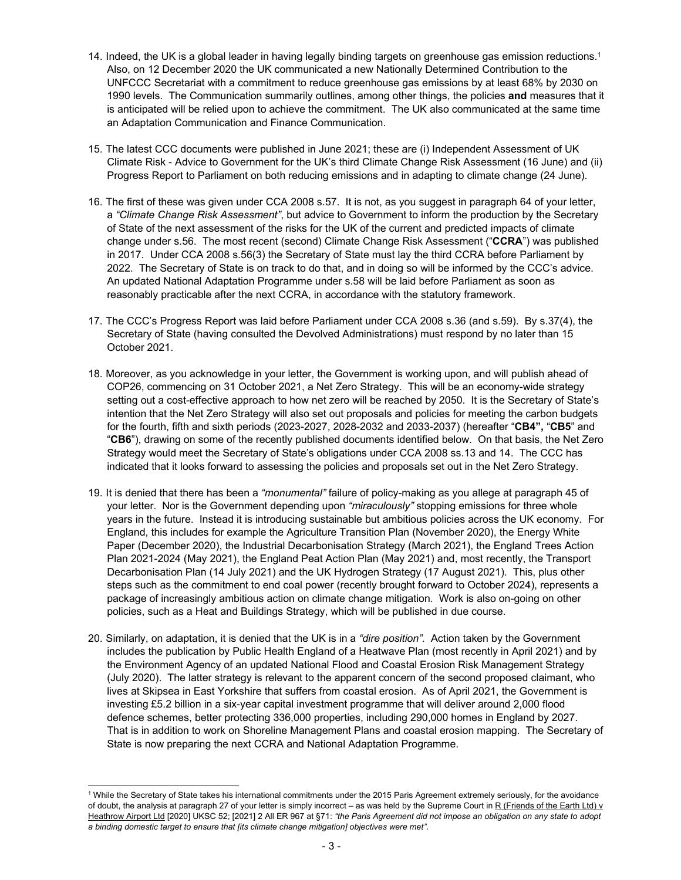14. Indeed, the UK is a global leader in having legally binding targets on greenhouse gas emission reductions.[1] Also, on 12 December 2020 the UK communicated a new Nationally Determined Contribution to the UNFCCC Secretariat with a commitment to reduce greenhouse gas emissions by at least 68% by 2030 on 1990 levels. The Communication summarily outlines, among other things, the policies **and** measures that it is anticipated will be relied upon to achieve the commitment. The UK also communicated at the same time an Adaptation Communication and Finance Communication.

15. The latest CCC documents were published in June 2021; these are (i) Independent Assessment of UK Climate Risk - Advice to Government for the UK's third Climate Change Risk Assessment (16 June) and (ii) Progress Report to Parliament on both reducing emissions and in adapting to climate change (24 June).

16. The first of these was given under CCA 2008 s.57. It is not, as you suggest in paragraph 64 of your letter, a *"Climate Change Risk Assessment"*, but advice to Government to inform the production by the Secretary of State of the next assessment of the risks for the UK of the current and predicted impacts of climate change under s.56. The most recent (second) Climate Change Risk Assessment ("**CCRA**") was published in 2017. Under CCA 2008 s.56(3) the Secretary of State must lay the third CCRA before Parliament by 2022. The Secretary of State is on track to do that, and in doing so will be informed by the CCC's advice. An updated National Adaptation Programme under s.58 will be laid before Parliament as soon as reasonably practicable after the next CCRA, in accordance with the statutory framework.

17. The CCC's Progress Report was laid before Parliament under CCA 2008 s.36 (and s.59). By s.37(4), the Secretary of State (having consulted the Devolved Administrations) must respond by no later than 15 October 2021.

18. Moreover, as you acknowledge in your letter, the Government is working upon, and will publish ahead of COP26, commencing on 31 October 2021, a Net Zero Strategy. This will be an economy-wide strategy setting out a cost-effective approach to how net zero will be reached by 2050. It is the Secretary of State's intention that the Net Zero Strategy will also set out proposals and policies for meeting the carbon budgets for the fourth, fifth and sixth periods (2023-2027, 2028-2032 and 2033-2037) (hereafter "**CB4",** "**CB5**" and "**CB6**"), drawing on some of the recently published documents identified below. On that basis, the Net Zero Strategy would meet the Secretary of State's obligations under CCA 2008 ss.13 and 14. The CCC has indicated that it looks forward to assessing the policies and proposals set out in the Net Zero Strategy.

19. It is denied that there has been a *"monumental"* failure of policy-making as you allege at paragraph 45 of your letter. Nor is the Government depending upon *"miraculously"* stopping emissions for three whole years in the future. Instead it is introducing sustainable but ambitious policies across the UK economy. For England, this includes for example the Agriculture Transition Plan (November 2020), the Energy White Paper (December 2020), the Industrial Decarbonisation Strategy (March 2021), the England Trees Action Plan 2021-2024 (May 2021), the England Peat Action Plan (May 2021) and, most recently, the Transport Decarbonisation Plan (14 July 2021) and the UK Hydrogen Strategy (17 August 2021). This, plus other steps such as the commitment to end coal power (recently brought forward to October 2024), represents a package of increasingly ambitious action on climate change mitigation. Work is also on-going on other policies, such as a Heat and Buildings Strategy, which will be published in due course.

20. Similarly, on adaptation, it is denied that the UK is in a *"dire position"*. Action taken by the Government includes the publication by Public Health England of a Heatwave Plan (most recently in April 2021) and by the Environment Agency of an updated National Flood and Coastal Erosion Risk Management Strategy (July 2020). The latter strategy is relevant to the apparent concern of the second proposed claimant, who lives at Skipsea in East Yorkshire that suffers from coastal erosion. As of April 2021, the Government is investing £5.2 billion in a six-year capital investment programme that will deliver around 2,000 flood defence schemes, better protecting 336,000 properties, including 290,000 homes in England by 2027. That is in addition to work on Shoreline Management Plans and coastal erosion mapping. The Secretary of State is now preparing the next CCRA and National Adaptation Programme.

---

[1] While the Secretary of State takes his international commitments under the 2015 Paris Agreement extremely seriously, for the avoidance of doubt, the analysis at paragraph 27 of your letter is simply incorrect – as was held by the Supreme Court in R (Friends of the Earth Ltd) v Heathrow Airport Ltd [2020] UKSC 52; [2021] 2 All ER 967 at §71: *"the Paris Agreement did not impose an obligation on any state to adopt a binding domestic target to ensure that [its climate change mitigation] objectives were met"*.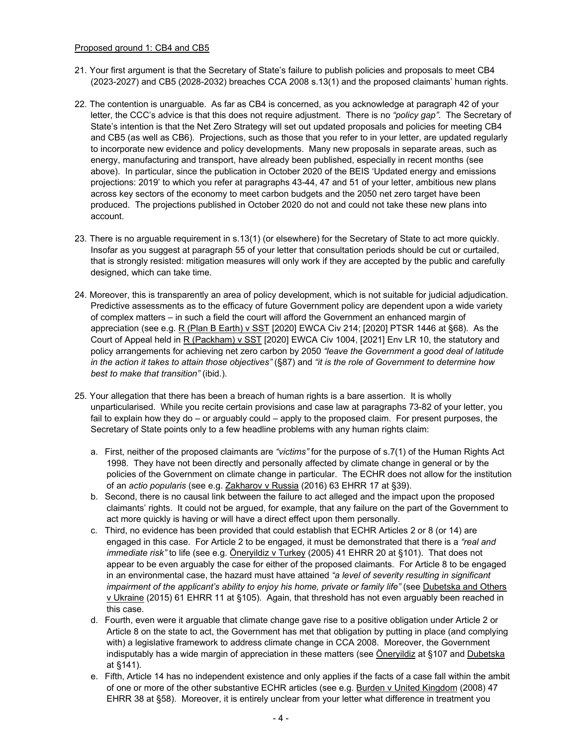Proposed ground 1: CB4 and CB5

21. Your first argument is that the Secretary of State's failure to publish policies and proposals to meet CB4 (2023-2027) and CB5 (2028-2032) breaches CCA 2008 s.13(1) and the proposed claimants' human rights.

22. The contention is unarguable. As far as CB4 is concerned, as you acknowledge at paragraph 42 of your letter, the CCC's advice is that this does not require adjustment. There is no *"policy gap"*. The Secretary of State's intention is that the Net Zero Strategy will set out updated proposals and policies for meeting CB4 and CB5 (as well as CB6). Projections, such as those that you refer to in your letter, are updated regularly to incorporate new evidence and policy developments. Many new proposals in separate areas, such as energy, manufacturing and transport, have already been published, especially in recent months (see above). In particular, since the publication in October 2020 of the BEIS 'Updated energy and emissions projections: 2019' to which you refer at paragraphs 43-44, 47 and 51 of your letter, ambitious new plans across key sectors of the economy to meet carbon budgets and the 2050 net zero target have been produced. The projections published in October 2020 do not and could not take these new plans into account.

23. There is no arguable requirement in s.13(1) (or elsewhere) for the Secretary of State to act more quickly. Insofar as you suggest at paragraph 55 of your letter that consultation periods should be cut or curtailed, that is strongly resisted: mitigation measures will only work if they are accepted by the public and carefully designed, which can take time.

24. Moreover, this is transparently an area of policy development, which is not suitable for judicial adjudication. Predictive assessments as to the efficacy of future Government policy are dependent upon a wide variety of complex matters – in such a field the court will afford the Government an enhanced margin of appreciation (see e.g. R (Plan B Earth) v SST [2020] EWCA Civ 214; [2020] PTSR 1446 at §68). As the Court of Appeal held in R (Packham) v SST [2020] EWCA Civ 1004, [2021] Env LR 10, the statutory and policy arrangements for achieving net zero carbon by 2050 *"leave the Government a good deal of latitude in the action it takes to attain those objectives"* (§87) and *"it is the role of Government to determine how best to make that transition"* (ibid.).

25. Your allegation that there has been a breach of human rights is a bare assertion. It is wholly unparticularised. While you recite certain provisions and case law at paragraphs 73-82 of your letter, you fail to explain how they do – or arguably could – apply to the proposed claim. For present purposes, the Secretary of State points only to a few headline problems with any human rights claim:

   a. First, neither of the proposed claimants are *"victims"* for the purpose of s.7(1) of the Human Rights Act 1998. They have not been directly and personally affected by climate change in general or by the policies of the Government on climate change in particular. The ECHR does not allow for the institution of an *actio popularis* (see e.g. Zakharov v Russia (2016) 63 EHRR 17 at §39).

   b. Second, there is no causal link between the failure to act alleged and the impact upon the proposed claimants' rights. It could not be argued, for example, that any failure on the part of the Government to act more quickly is having or will have a direct effect upon them personally.

   c. Third, no evidence has been provided that could establish that ECHR Articles 2 or 8 (or 14) are engaged in this case. For Article 2 to be engaged, it must be demonstrated that there is a *"real and immediate risk"* to life (see e.g. Öneryildiz v Turkey (2005) 41 EHRR 20 at §101). That does not appear to be even arguably the case for either of the proposed claimants. For Article 8 to be engaged in an environmental case, the hazard must have attained *"a level of severity resulting in significant impairment of the applicant's ability to enjoy his home, private or family life"* (see Dubetska and Others v Ukraine (2015) 61 EHRR 11 at §105). Again, that threshold has not even arguably been reached in this case.

   d. Fourth, even were it arguable that climate change gave rise to a positive obligation under Article 2 or Article 8 on the state to act, the Government has met that obligation by putting in place (and complying with) a legislative framework to address climate change in CCA 2008. Moreover, the Government indisputably has a wide margin of appreciation in these matters (see Öneryildiz at §107 and Dubetska at §141).

   e. Fifth, Article 14 has no independent existence and only applies if the facts of a case fall within the ambit of one or more of the other substantive ECHR articles (see e.g. Burden v United Kingdom (2008) 47 EHRR 38 at §58). Moreover, it is entirely unclear from your letter what difference in treatment you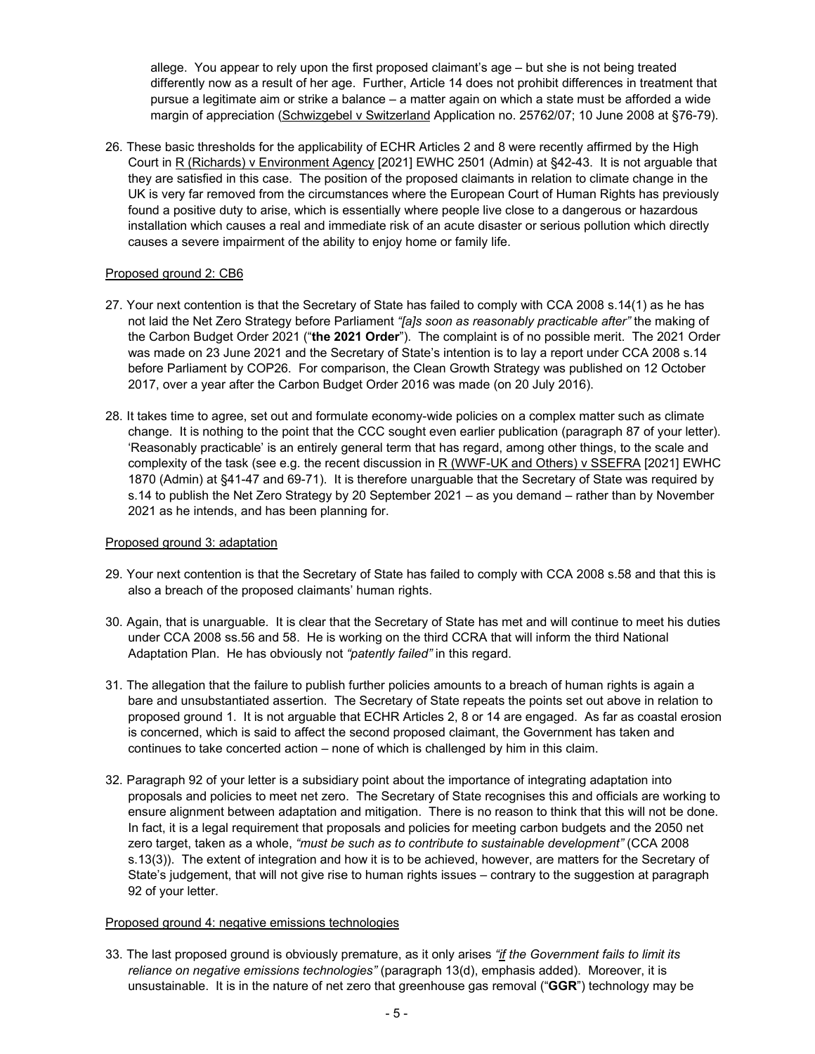allege. You appear to rely upon the first proposed claimant's age – but she is not being treated differently now as a result of her age. Further, Article 14 does not prohibit differences in treatment that pursue a legitimate aim or strike a balance – a matter again on which a state must be afforded a wide margin of appreciation (Schwizgebel v Switzerland Application no. 25762/07; 10 June 2008 at §76-79).

26. These basic thresholds for the applicability of ECHR Articles 2 and 8 were recently affirmed by the High Court in R (Richards) v Environment Agency [2021] EWHC 2501 (Admin) at §42-43. It is not arguable that they are satisfied in this case. The position of the proposed claimants in relation to climate change in the UK is very far removed from the circumstances where the European Court of Human Rights has previously found a positive duty to arise, which is essentially where people live close to a dangerous or hazardous installation which causes a real and immediate risk of an acute disaster or serious pollution which directly causes a severe impairment of the ability to enjoy home or family life.

Proposed ground 2: CB6

27. Your next contention is that the Secretary of State has failed to comply with CCA 2008 s.14(1) as he has not laid the Net Zero Strategy before Parliament *"[a]s soon as reasonably practicable after"* the making of the Carbon Budget Order 2021 ("**the 2021 Order**"). The complaint is of no possible merit. The 2021 Order was made on 23 June 2021 and the Secretary of State's intention is to lay a report under CCA 2008 s.14 before Parliament by COP26. For comparison, the Clean Growth Strategy was published on 12 October 2017, over a year after the Carbon Budget Order 2016 was made (on 20 July 2016).

28. It takes time to agree, set out and formulate economy-wide policies on a complex matter such as climate change. It is nothing to the point that the CCC sought even earlier publication (paragraph 87 of your letter). 'Reasonably practicable' is an entirely general term that has regard, among other things, to the scale and complexity of the task (see e.g. the recent discussion in R (WWF-UK and Others) v SSEFRA [2021] EWHC 1870 (Admin) at §41-47 and 69-71). It is therefore unarguable that the Secretary of State was required by s.14 to publish the Net Zero Strategy by 20 September 2021 – as you demand – rather than by November 2021 as he intends, and has been planning for.

Proposed ground 3: adaptation

29. Your next contention is that the Secretary of State has failed to comply with CCA 2008 s.58 and that this is also a breach of the proposed claimants' human rights.

30. Again, that is unarguable. It is clear that the Secretary of State has met and will continue to meet his duties under CCA 2008 ss.56 and 58. He is working on the third CCRA that will inform the third National Adaptation Plan. He has obviously not *"patently failed"* in this regard.

31. The allegation that the failure to publish further policies amounts to a breach of human rights is again a bare and unsubstantiated assertion. The Secretary of State repeats the points set out above in relation to proposed ground 1. It is not arguable that ECHR Articles 2, 8 or 14 are engaged. As far as coastal erosion is concerned, which is said to affect the second proposed claimant, the Government has taken and continues to take concerted action – none of which is challenged by him in this claim.

32. Paragraph 92 of your letter is a subsidiary point about the importance of integrating adaptation into proposals and policies to meet net zero. The Secretary of State recognises this and officials are working to ensure alignment between adaptation and mitigation. There is no reason to think that this will not be done. In fact, it is a legal requirement that proposals and policies for meeting carbon budgets and the 2050 net zero target, taken as a whole, *"must be such as to contribute to sustainable development"* (CCA 2008 s.13(3)). The extent of integration and how it is to be achieved, however, are matters for the Secretary of State's judgement, that will not give rise to human rights issues – contrary to the suggestion at paragraph 92 of your letter.

Proposed ground 4: negative emissions technologies

33. The last proposed ground is obviously premature, as it only arises *"__if__ the Government fails to limit its reliance on negative emissions technologies"* (paragraph 13(d), emphasis added). Moreover, it is unsustainable. It is in the nature of net zero that greenhouse gas removal ("**GGR**") technology may be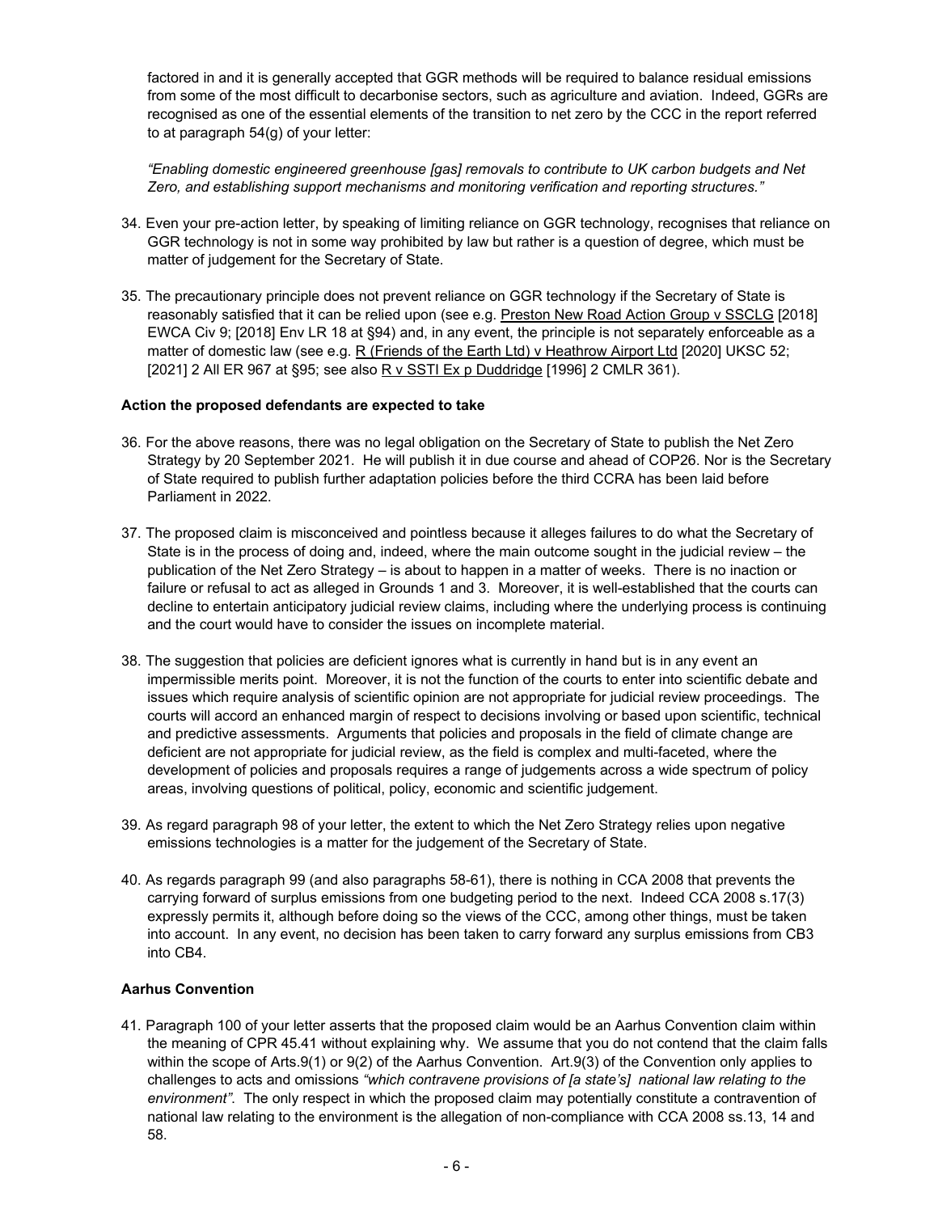factored in and it is generally accepted that GGR methods will be required to balance residual emissions from some of the most difficult to decarbonise sectors, such as agriculture and aviation. Indeed, GGRs are recognised as one of the essential elements of the transition to net zero by the CCC in the report referred to at paragraph 54(g) of your letter:

*"Enabling domestic engineered greenhouse [gas] removals to contribute to UK carbon budgets and Net Zero, and establishing support mechanisms and monitoring verification and reporting structures."*

34. Even your pre-action letter, by speaking of limiting reliance on GGR technology, recognises that reliance on GGR technology is not in some way prohibited by law but rather is a question of degree, which must be matter of judgement for the Secretary of State.

35. The precautionary principle does not prevent reliance on GGR technology if the Secretary of State is reasonably satisfied that it can be relied upon (see e.g. Preston New Road Action Group v SSCLG [2018] EWCA Civ 9; [2018] Env LR 18 at §94) and, in any event, the principle is not separately enforceable as a matter of domestic law (see e.g. R (Friends of the Earth Ltd) v Heathrow Airport Ltd [2020] UKSC 52; [2021] 2 All ER 967 at §95; see also R v SSTI Ex p Duddridge [1996] 2 CMLR 361).

**Action the proposed defendants are expected to take**

36. For the above reasons, there was no legal obligation on the Secretary of State to publish the Net Zero Strategy by 20 September 2021. He will publish it in due course and ahead of COP26. Nor is the Secretary of State required to publish further adaptation policies before the third CCRA has been laid before Parliament in 2022.

37. The proposed claim is misconceived and pointless because it alleges failures to do what the Secretary of State is in the process of doing and, indeed, where the main outcome sought in the judicial review – the publication of the Net Zero Strategy – is about to happen in a matter of weeks. There is no inaction or failure or refusal to act as alleged in Grounds 1 and 3. Moreover, it is well-established that the courts can decline to entertain anticipatory judicial review claims, including where the underlying process is continuing and the court would have to consider the issues on incomplete material.

38. The suggestion that policies are deficient ignores what is currently in hand but is in any event an impermissible merits point. Moreover, it is not the function of the courts to enter into scientific debate and issues which require analysis of scientific opinion are not appropriate for judicial review proceedings. The courts will accord an enhanced margin of respect to decisions involving or based upon scientific, technical and predictive assessments. Arguments that policies and proposals in the field of climate change are deficient are not appropriate for judicial review, as the field is complex and multi-faceted, where the development of policies and proposals requires a range of judgements across a wide spectrum of policy areas, involving questions of political, policy, economic and scientific judgement.

39. As regard paragraph 98 of your letter, the extent to which the Net Zero Strategy relies upon negative emissions technologies is a matter for the judgement of the Secretary of State.

40. As regards paragraph 99 (and also paragraphs 58-61), there is nothing in CCA 2008 that prevents the carrying forward of surplus emissions from one budgeting period to the next. Indeed CCA 2008 s.17(3) expressly permits it, although before doing so the views of the CCC, among other things, must be taken into account. In any event, no decision has been taken to carry forward any surplus emissions from CB3 into CB4.

**Aarhus Convention**

41. Paragraph 100 of your letter asserts that the proposed claim would be an Aarhus Convention claim within the meaning of CPR 45.41 without explaining why. We assume that you do not contend that the claim falls within the scope of Arts.9(1) or 9(2) of the Aarhus Convention. Art.9(3) of the Convention only applies to challenges to acts and omissions *"which contravene provisions of [a state's] national law relating to the environment"*. The only respect in which the proposed claim may potentially constitute a contravention of national law relating to the environment is the allegation of non-compliance with CCA 2008 ss.13, 14 and 58.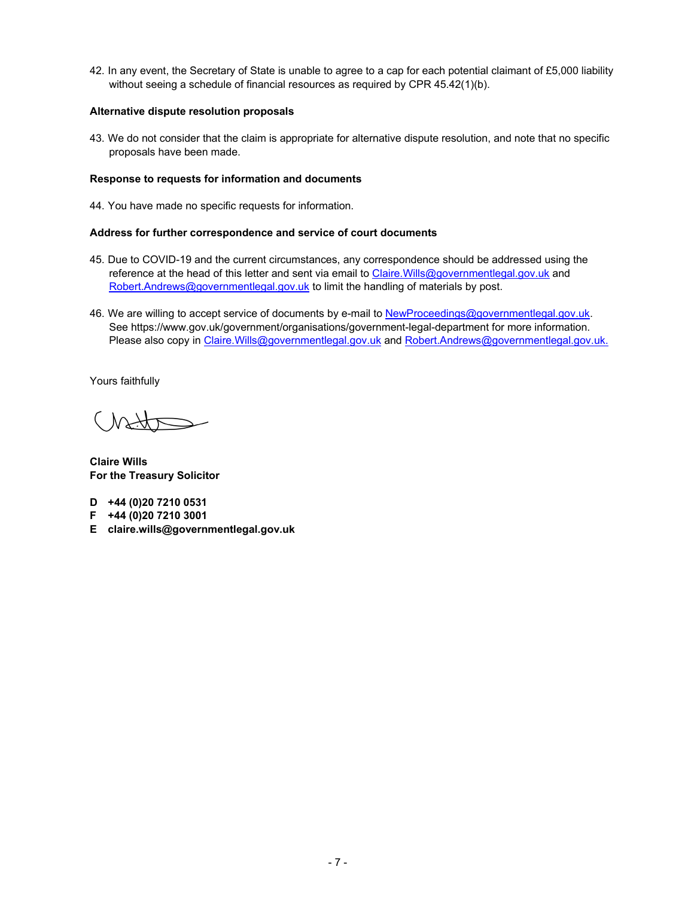42. In any event, the Secretary of State is unable to agree to a cap for each potential claimant of £5,000 liability without seeing a schedule of financial resources as required by CPR 45.42(1)(b).

**Alternative dispute resolution proposals**

43. We do not consider that the claim is appropriate for alternative dispute resolution, and note that no specific proposals have been made.

**Response to requests for information and documents**

44. You have made no specific requests for information.

**Address for further correspondence and service of court documents**

45. Due to COVID-19 and the current circumstances, any correspondence should be addressed using the reference at the head of this letter and sent via email to Claire.Wills@governmentlegal.gov.uk and Robert.Andrews@governmentlegal.gov.uk to limit the handling of materials by post.

46. We are willing to accept service of documents by e-mail to NewProceedings@governmentlegal.gov.uk. See https://www.gov.uk/government/organisations/government-legal-department for more information. Please also copy in Claire.Wills@governmentlegal.gov.uk and Robert.Andrews@governmentlegal.gov.uk.

Yours faithfully

**Claire Wills**
**For the Treasury Solicitor**

**D +44 (0)20 7210 0531**
**F +44 (0)20 7210 3001**
**E claire.wills@governmentlegal.gov.uk**